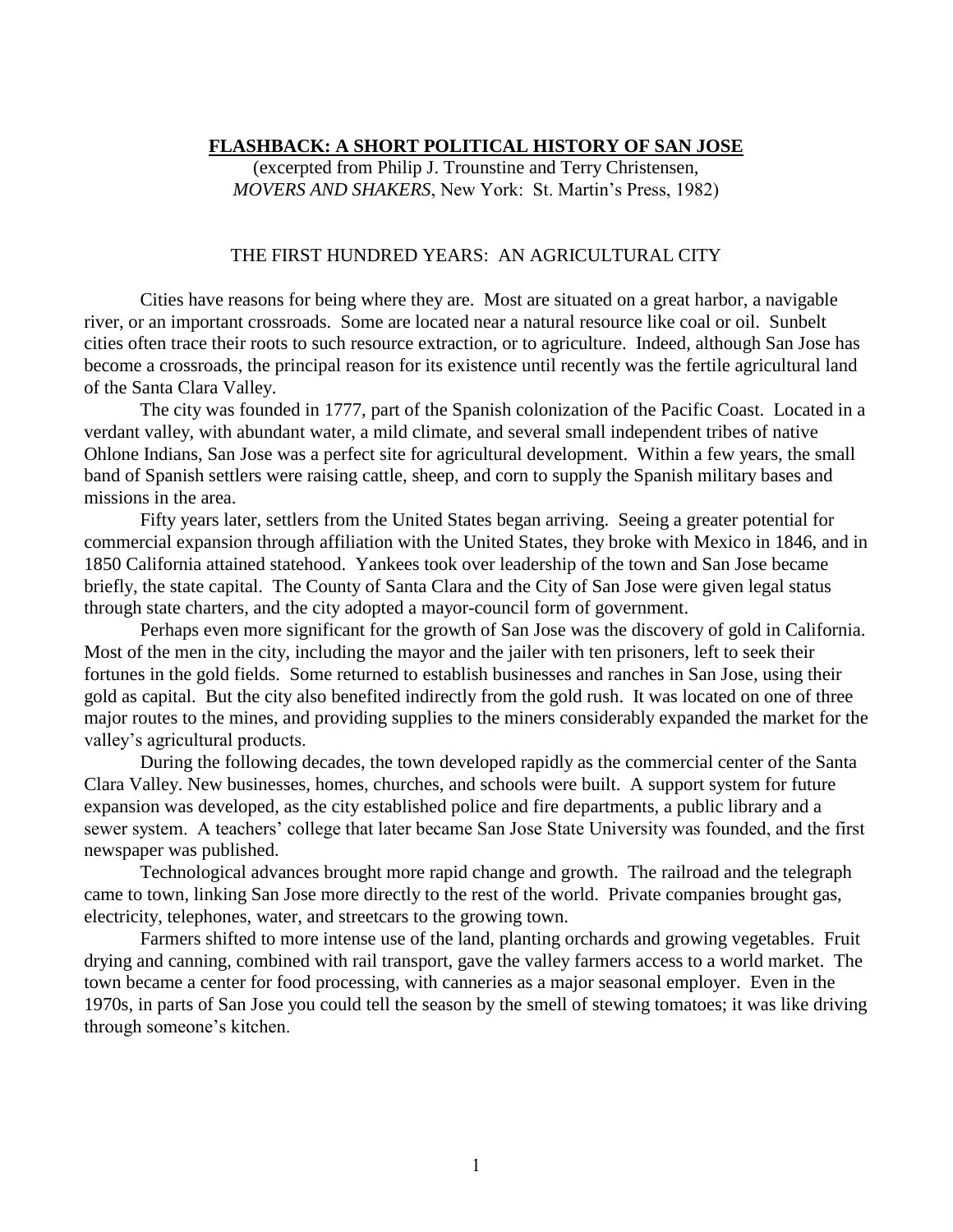# FLASHBACK: A SHORT POLITICAL HISTORY OF SAN JOSE

(excerpted from Philip J. Trounstine and Terry Christensen, *MOVERS AND SHAKERS*, New York: St. Martin's Press, 1982)

## THE FIRST HUNDRED YEARS: AN AGRICULTURAL CITY

Cities have reasons for being where they are. Most are situated on a great harbor, a navigable river, or an important crossroads. Some are located near a natural resource like coal or oil. Sunbelt cities often trace their roots to such resource extraction, or to agriculture. Indeed, although San Jose has become a crossroads, the principal reason for its existence until recently was the fertile agricultural land of the Santa Clara Valley.

The city was founded in 1777, part of the Spanish colonization of the Pacific Coast. Located in a verdant valley, with abundant water, a mild climate, and several small independent tribes of native Ohlone Indians, San Jose was a perfect site for agricultural development. Within a few years, the small band of Spanish settlers were raising cattle, sheep, and corn to supply the Spanish military bases and missions in the area.

Fifty years later, settlers from the United States began arriving. Seeing a greater potential for commercial expansion through affiliation with the United States, they broke with Mexico in 1846, and in 1850 California attained statehood. Yankees took over leadership of the town and San Jose became briefly, the state capital. The County of Santa Clara and the City of San Jose were given legal status through state charters, and the city adopted a mayor-council form of government.

Perhaps even more significant for the growth of San Jose was the discovery of gold in California. Most of the men in the city, including the mayor and the jailer with ten prisoners, left to seek their fortunes in the gold fields. Some returned to establish businesses and ranches in San Jose, using their gold as capital. But the city also benefited indirectly from the gold rush. It was located on one of three major routes to the mines, and providing supplies to the miners considerably expanded the market for the valley's agricultural products.

During the following decades, the town developed rapidly as the commercial center of the Santa Clara Valley. New businesses, homes, churches, and schools were built. A support system for future expansion was developed, as the city established police and fire departments, a public library and a sewer system. A teachers' college that later became San Jose State University was founded, and the first newspaper was published.

Technological advances brought more rapid change and growth. The railroad and the telegraph came to town, linking San Jose more directly to the rest of the world. Private companies brought gas, electricity, telephones, water, and streetcars to the growing town.

Farmers shifted to more intense use of the land, planting orchards and growing vegetables. Fruit drying and canning, combined with rail transport, gave the valley farmers access to a world market. The town became a center for food processing, with canneries as a major seasonal employer. Even in the 1970s, in parts of San Jose you could tell the season by the smell of stewing tomatoes; it was like driving through someone's kitchen.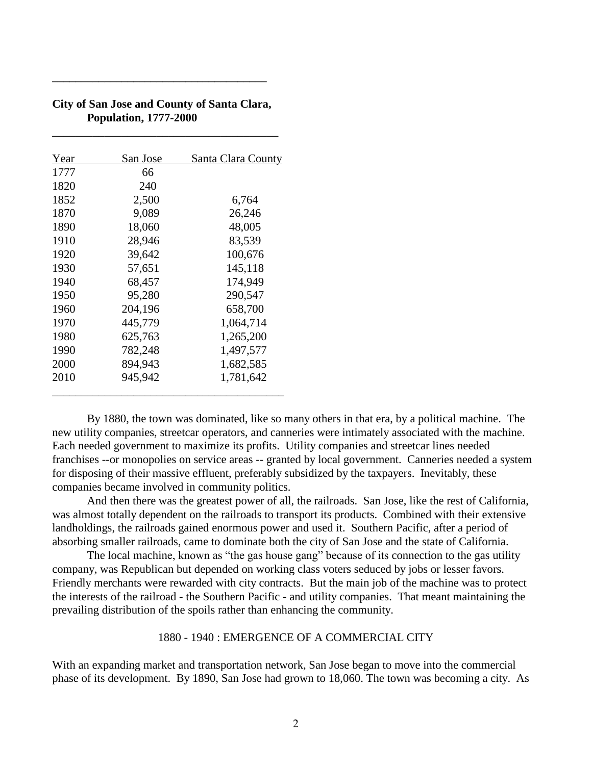**City of San Jose and County of Santa Clara, Population, 1777-2000**

| Year | San Jose | Santa Clara County |
|---|---|---|
| 1777 | 66 | |
| 1820 | 240 | |
| 1852 | 2,500 | 6,764 |
| 1870 | 9,089 | 26,246 |
| 1890 | 18,060 | 48,005 |
| 1910 | 28,946 | 83,539 |
| 1920 | 39,642 | 100,676 |
| 1930 | 57,651 | 145,118 |
| 1940 | 68,457 | 174,949 |
| 1950 | 95,280 | 290,547 |
| 1960 | 204,196 | 658,700 |
| 1970 | 445,779 | 1,064,714 |
| 1980 | 625,763 | 1,265,200 |
| 1990 | 782,248 | 1,497,577 |
| 2000 | 894,943 | 1,682,585 |
| 2010 | 945,942 | 1,781,642 |

By 1880, the town was dominated, like so many others in that era, by a political machine. The new utility companies, streetcar operators, and canneries were intimately associated with the machine. Each needed government to maximize its profits. Utility companies and streetcar lines needed franchises --or monopolies on service areas -- granted by local government. Canneries needed a system for disposing of their massive effluent, preferably subsidized by the taxpayers. Inevitably, these companies became involved in community politics.

And then there was the greatest power of all, the railroads. San Jose, like the rest of California, was almost totally dependent on the railroads to transport its products. Combined with their extensive landholdings, the railroads gained enormous power and used it. Southern Pacific, after a period of absorbing smaller railroads, came to dominate both the city of San Jose and the state of California.

The local machine, known as "the gas house gang" because of its connection to the gas utility company, was Republican but depended on working class voters seduced by jobs or lesser favors. Friendly merchants were rewarded with city contracts. But the main job of the machine was to protect the interests of the railroad - the Southern Pacific - and utility companies. That meant maintaining the prevailing distribution of the spoils rather than enhancing the community.

## 1880 - 1940 : EMERGENCE OF A COMMERCIAL CITY

With an expanding market and transportation network, San Jose began to move into the commercial phase of its development. By 1890, San Jose had grown to 18,060. The town was becoming a city. As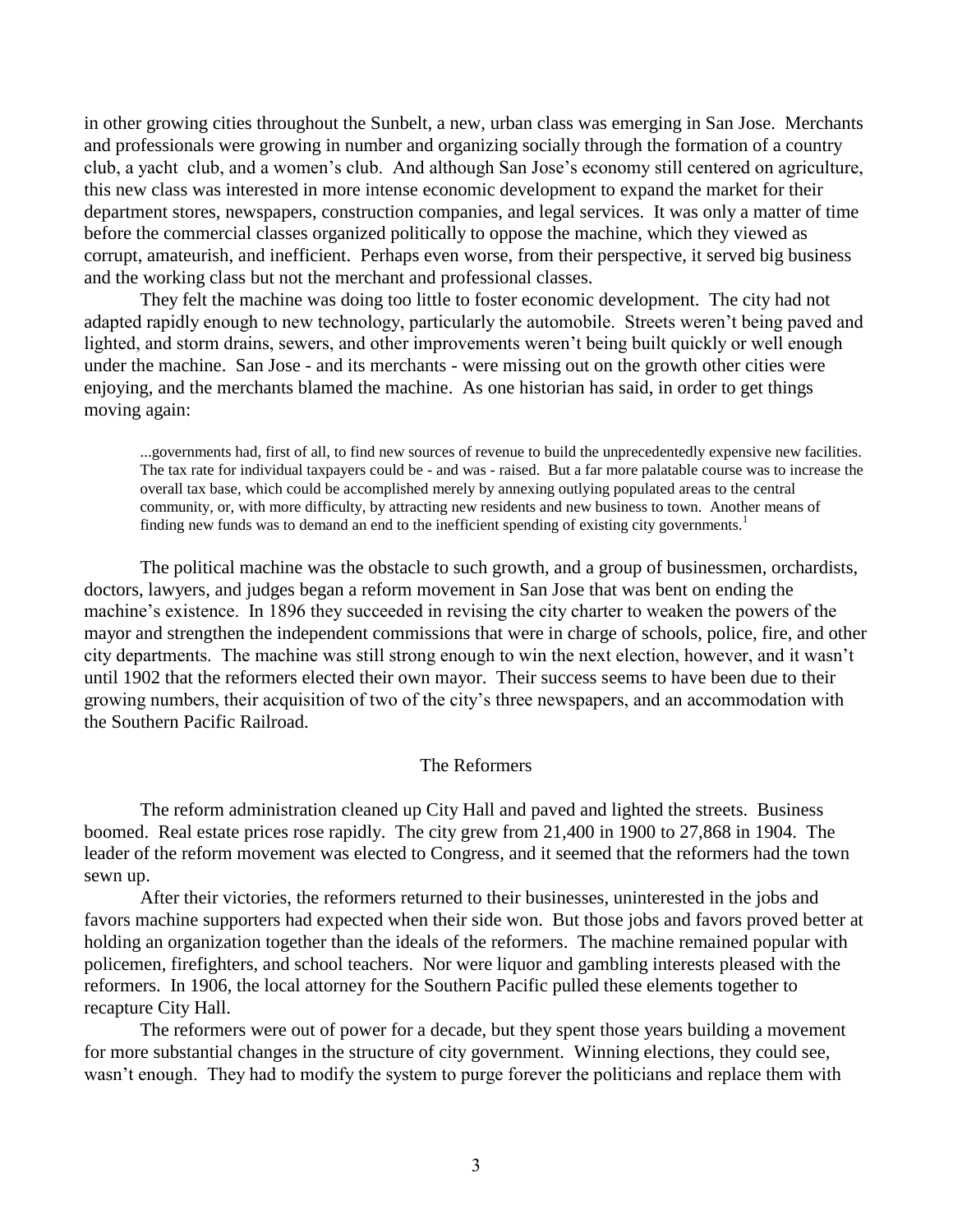in other growing cities throughout the Sunbelt, a new, urban class was emerging in San Jose. Merchants and professionals were growing in number and organizing socially through the formation of a country club, a yacht club, and a women's club. And although San Jose's economy still centered on agriculture, this new class was interested in more intense economic development to expand the market for their department stores, newspapers, construction companies, and legal services. It was only a matter of time before the commercial classes organized politically to oppose the machine, which they viewed as corrupt, amateurish, and inefficient. Perhaps even worse, from their perspective, it served big business and the working class but not the merchant and professional classes.

They felt the machine was doing too little to foster economic development. The city had not adapted rapidly enough to new technology, particularly the automobile. Streets weren't being paved and lighted, and storm drains, sewers, and other improvements weren't being built quickly or well enough under the machine. San Jose - and its merchants - were missing out on the growth other cities were enjoying, and the merchants blamed the machine. As one historian has said, in order to get things moving again:

> ...governments had, first of all, to find new sources of revenue to build the unprecedentedly expensive new facilities. The tax rate for individual taxpayers could be - and was - raised. But a far more palatable course was to increase the overall tax base, which could be accomplished merely by annexing outlying populated areas to the central community, or, with more difficulty, by attracting new residents and new business to town. Another means of finding new funds was to demand an end to the inefficient spending of existing city governments.[1]

The political machine was the obstacle to such growth, and a group of businessmen, orchardists, doctors, lawyers, and judges began a reform movement in San Jose that was bent on ending the machine's existence. In 1896 they succeeded in revising the city charter to weaken the powers of the mayor and strengthen the independent commissions that were in charge of schools, police, fire, and other city departments. The machine was still strong enough to win the next election, however, and it wasn't until 1902 that the reformers elected their own mayor. Their success seems to have been due to their growing numbers, their acquisition of two of the city's three newspapers, and an accommodation with the Southern Pacific Railroad.

## The Reformers

The reform administration cleaned up City Hall and paved and lighted the streets. Business boomed. Real estate prices rose rapidly. The city grew from 21,400 in 1900 to 27,868 in 1904. The leader of the reform movement was elected to Congress, and it seemed that the reformers had the town sewn up.

After their victories, the reformers returned to their businesses, uninterested in the jobs and favors machine supporters had expected when their side won. But those jobs and favors proved better at holding an organization together than the ideals of the reformers. The machine remained popular with policemen, firefighters, and school teachers. Nor were liquor and gambling interests pleased with the reformers. In 1906, the local attorney for the Southern Pacific pulled these elements together to recapture City Hall.

The reformers were out of power for a decade, but they spent those years building a movement for more substantial changes in the structure of city government. Winning elections, they could see, wasn't enough. They had to modify the system to purge forever the politicians and replace them with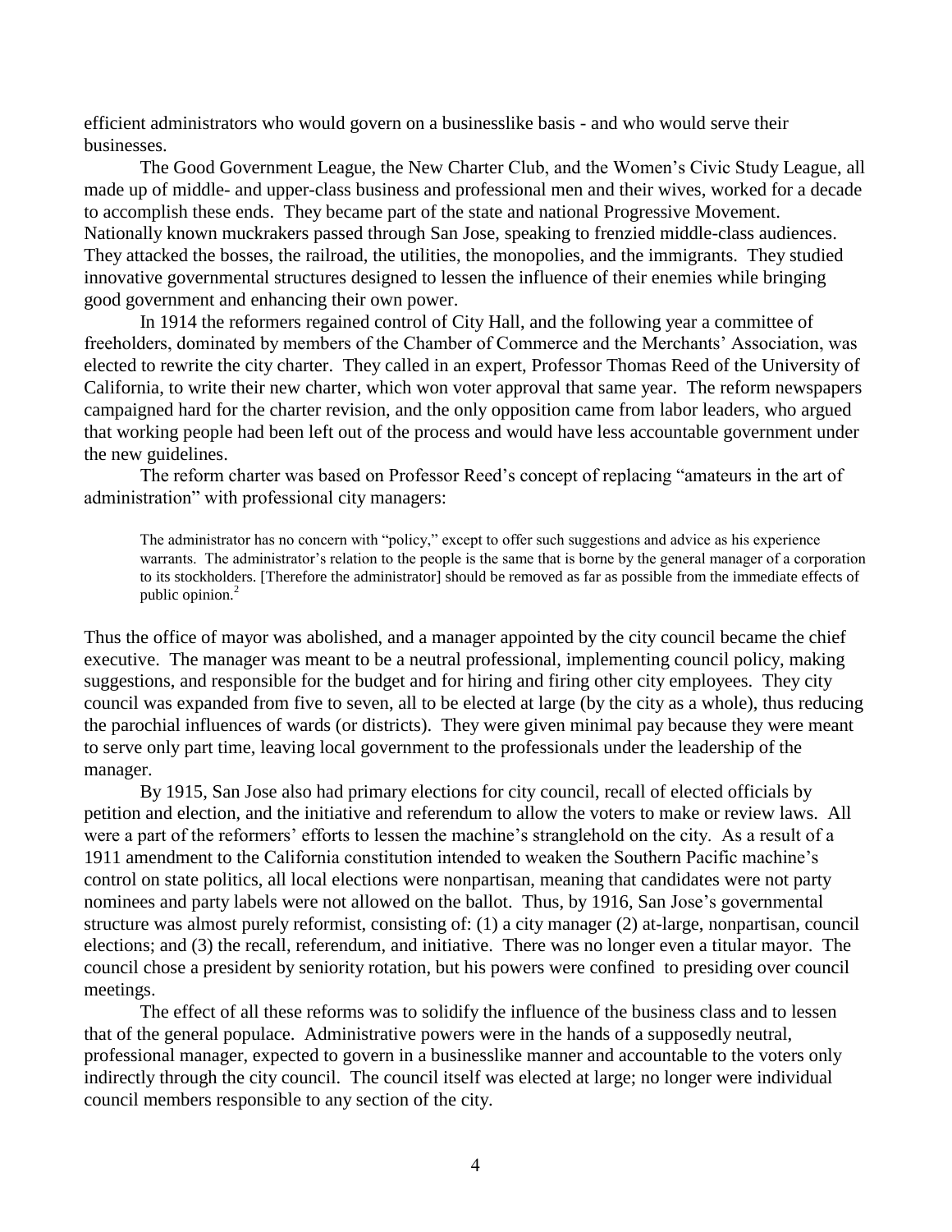efficient administrators who would govern on a businesslike basis - and who would serve their businesses.

The Good Government League, the New Charter Club, and the Women's Civic Study League, all made up of middle- and upper-class business and professional men and their wives, worked for a decade to accomplish these ends. They became part of the state and national Progressive Movement. Nationally known muckrakers passed through San Jose, speaking to frenzied middle-class audiences. They attacked the bosses, the railroad, the utilities, the monopolies, and the immigrants. They studied innovative governmental structures designed to lessen the influence of their enemies while bringing good government and enhancing their own power.

In 1914 the reformers regained control of City Hall, and the following year a committee of freeholders, dominated by members of the Chamber of Commerce and the Merchants' Association, was elected to rewrite the city charter. They called in an expert, Professor Thomas Reed of the University of California, to write their new charter, which won voter approval that same year. The reform newspapers campaigned hard for the charter revision, and the only opposition came from labor leaders, who argued that working people had been left out of the process and would have less accountable government under the new guidelines.

The reform charter was based on Professor Reed's concept of replacing "amateurs in the art of administration" with professional city managers:

> The administrator has no concern with "policy," except to offer such suggestions and advice as his experience warrants. The administrator's relation to the people is the same that is borne by the general manager of a corporation to its stockholders. [Therefore the administrator] should be removed as far as possible from the immediate effects of public opinion.[2]

Thus the office of mayor was abolished, and a manager appointed by the city council became the chief executive. The manager was meant to be a neutral professional, implementing council policy, making suggestions, and responsible for the budget and for hiring and firing other city employees. They city council was expanded from five to seven, all to be elected at large (by the city as a whole), thus reducing the parochial influences of wards (or districts). They were given minimal pay because they were meant to serve only part time, leaving local government to the professionals under the leadership of the manager.

By 1915, San Jose also had primary elections for city council, recall of elected officials by petition and election, and the initiative and referendum to allow the voters to make or review laws. All were a part of the reformers' efforts to lessen the machine's stranglehold on the city. As a result of a 1911 amendment to the California constitution intended to weaken the Southern Pacific machine's control on state politics, all local elections were nonpartisan, meaning that candidates were not party nominees and party labels were not allowed on the ballot. Thus, by 1916, San Jose's governmental structure was almost purely reformist, consisting of: (1) a city manager (2) at-large, nonpartisan, council elections; and (3) the recall, referendum, and initiative. There was no longer even a titular mayor. The council chose a president by seniority rotation, but his powers were confined to presiding over council meetings.

The effect of all these reforms was to solidify the influence of the business class and to lessen that of the general populace. Administrative powers were in the hands of a supposedly neutral, professional manager, expected to govern in a businesslike manner and accountable to the voters only indirectly through the city council. The council itself was elected at large; no longer were individual council members responsible to any section of the city.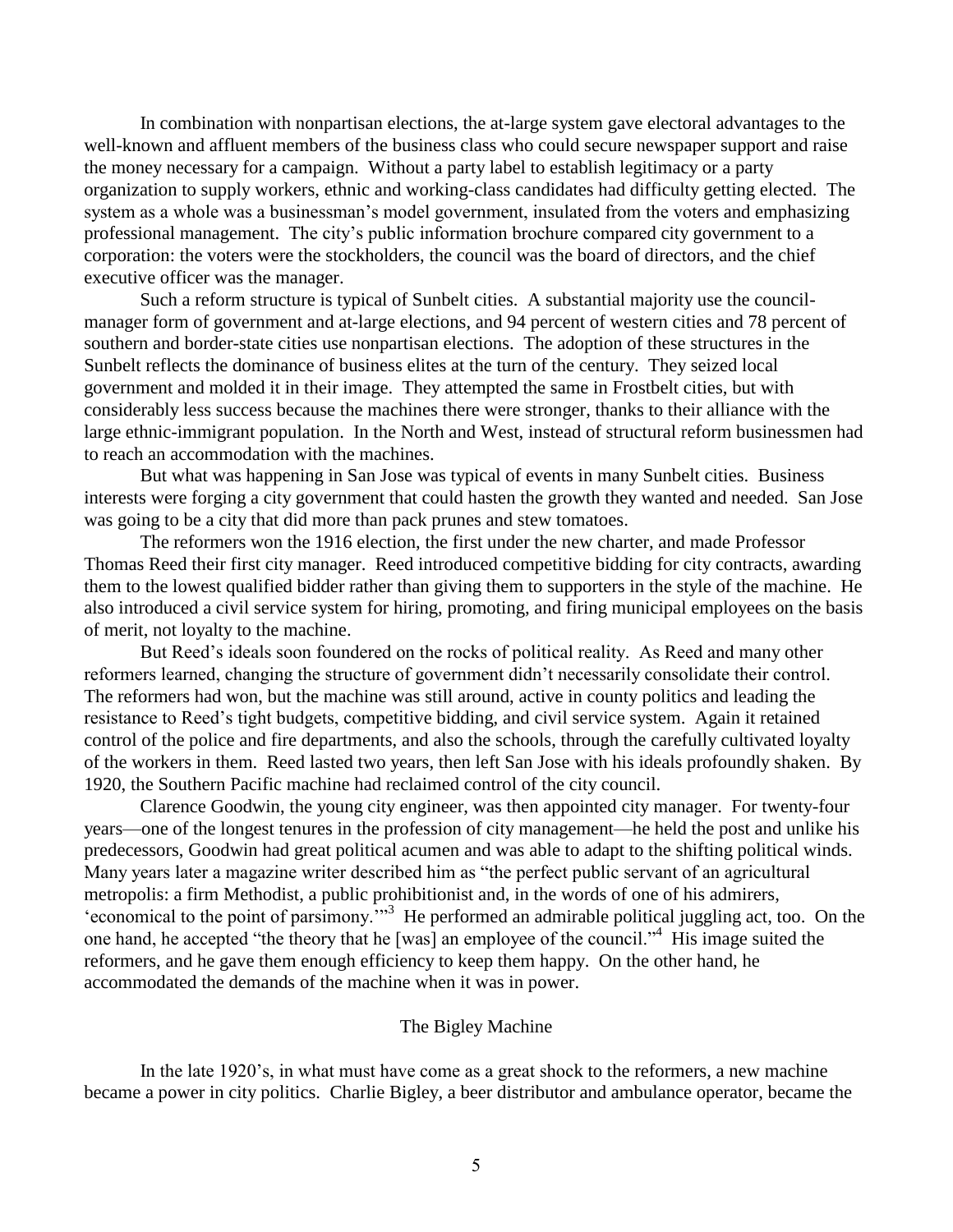In combination with nonpartisan elections, the at-large system gave electoral advantages to the well-known and affluent members of the business class who could secure newspaper support and raise the money necessary for a campaign. Without a party label to establish legitimacy or a party organization to supply workers, ethnic and working-class candidates had difficulty getting elected. The system as a whole was a businessman's model government, insulated from the voters and emphasizing professional management. The city's public information brochure compared city government to a corporation: the voters were the stockholders, the council was the board of directors, and the chief executive officer was the manager.

Such a reform structure is typical of Sunbelt cities. A substantial majority use the council-manager form of government and at-large elections, and 94 percent of western cities and 78 percent of southern and border-state cities use nonpartisan elections. The adoption of these structures in the Sunbelt reflects the dominance of business elites at the turn of the century. They seized local government and molded it in their image. They attempted the same in Frostbelt cities, but with considerably less success because the machines there were stronger, thanks to their alliance with the large ethnic-immigrant population. In the North and West, instead of structural reform businessmen had to reach an accommodation with the machines.

But what was happening in San Jose was typical of events in many Sunbelt cities. Business interests were forging a city government that could hasten the growth they wanted and needed. San Jose was going to be a city that did more than pack prunes and stew tomatoes.

The reformers won the 1916 election, the first under the new charter, and made Professor Thomas Reed their first city manager. Reed introduced competitive bidding for city contracts, awarding them to the lowest qualified bidder rather than giving them to supporters in the style of the machine. He also introduced a civil service system for hiring, promoting, and firing municipal employees on the basis of merit, not loyalty to the machine.

But Reed's ideals soon foundered on the rocks of political reality. As Reed and many other reformers learned, changing the structure of government didn't necessarily consolidate their control. The reformers had won, but the machine was still around, active in county politics and leading the resistance to Reed's tight budgets, competitive bidding, and civil service system. Again it retained control of the police and fire departments, and also the schools, through the carefully cultivated loyalty of the workers in them. Reed lasted two years, then left San Jose with his ideals profoundly shaken. By 1920, the Southern Pacific machine had reclaimed control of the city council.

Clarence Goodwin, the young city engineer, was then appointed city manager. For twenty-four years—one of the longest tenures in the profession of city management—he held the post and unlike his predecessors, Goodwin had great political acumen and was able to adapt to the shifting political winds. Many years later a magazine writer described him as "the perfect public servant of an agricultural metropolis: a firm Methodist, a public prohibitionist and, in the words of one of his admirers, 'economical to the point of parsimony.'"[3] He performed an admirable political juggling act, too. On the one hand, he accepted "the theory that he [was] an employee of the council."[4] His image suited the reformers, and he gave them enough efficiency to keep them happy. On the other hand, he accommodated the demands of the machine when it was in power.

## The Bigley Machine

In the late 1920's, in what must have come as a great shock to the reformers, a new machine became a power in city politics. Charlie Bigley, a beer distributor and ambulance operator, became the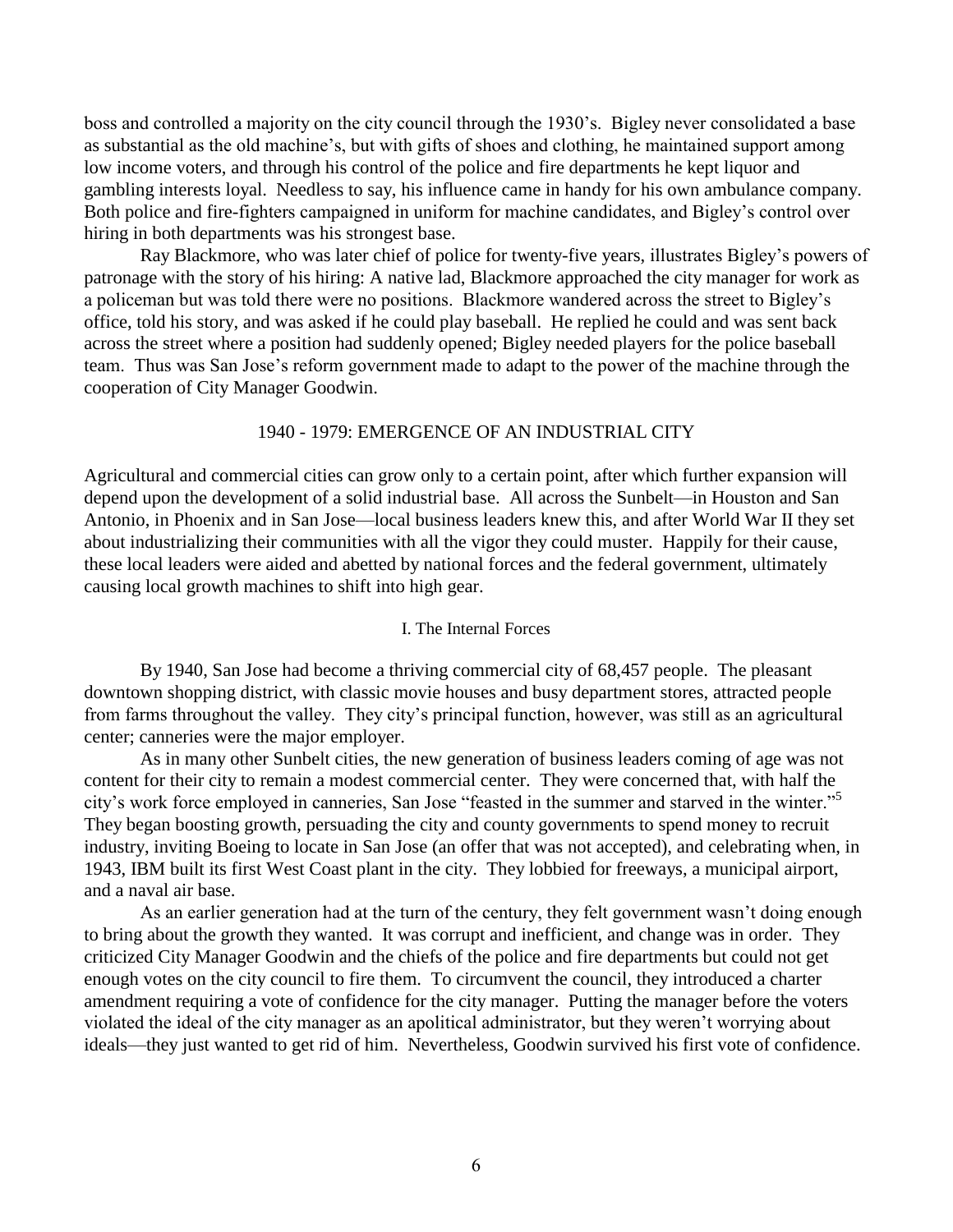boss and controlled a majority on the city council through the 1930's. Bigley never consolidated a base as substantial as the old machine's, but with gifts of shoes and clothing, he maintained support among low income voters, and through his control of the police and fire departments he kept liquor and gambling interests loyal. Needless to say, his influence came in handy for his own ambulance company. Both police and fire-fighters campaigned in uniform for machine candidates, and Bigley's control over hiring in both departments was his strongest base.

Ray Blackmore, who was later chief of police for twenty-five years, illustrates Bigley's powers of patronage with the story of his hiring: A native lad, Blackmore approached the city manager for work as a policeman but was told there were no positions. Blackmore wandered across the street to Bigley's office, told his story, and was asked if he could play baseball. He replied he could and was sent back across the street where a position had suddenly opened; Bigley needed players for the police baseball team. Thus was San Jose's reform government made to adapt to the power of the machine through the cooperation of City Manager Goodwin.

## 1940 - 1979: EMERGENCE OF AN INDUSTRIAL CITY

Agricultural and commercial cities can grow only to a certain point, after which further expansion will depend upon the development of a solid industrial base. All across the Sunbelt—in Houston and San Antonio, in Phoenix and in San Jose—local business leaders knew this, and after World War II they set about industrializing their communities with all the vigor they could muster. Happily for their cause, these local leaders were aided and abetted by national forces and the federal government, ultimately causing local growth machines to shift into high gear.

### I. The Internal Forces

By 1940, San Jose had become a thriving commercial city of 68,457 people. The pleasant downtown shopping district, with classic movie houses and busy department stores, attracted people from farms throughout the valley. They city's principal function, however, was still as an agricultural center; canneries were the major employer.

As in many other Sunbelt cities, the new generation of business leaders coming of age was not content for their city to remain a modest commercial center. They were concerned that, with half the city's work force employed in canneries, San Jose "feasted in the summer and starved in the winter."[5] They began boosting growth, persuading the city and county governments to spend money to recruit industry, inviting Boeing to locate in San Jose (an offer that was not accepted), and celebrating when, in 1943, IBM built its first West Coast plant in the city. They lobbied for freeways, a municipal airport, and a naval air base.

As an earlier generation had at the turn of the century, they felt government wasn't doing enough to bring about the growth they wanted. It was corrupt and inefficient, and change was in order. They criticized City Manager Goodwin and the chiefs of the police and fire departments but could not get enough votes on the city council to fire them. To circumvent the council, they introduced a charter amendment requiring a vote of confidence for the city manager. Putting the manager before the voters violated the ideal of the city manager as an apolitical administrator, but they weren't worrying about ideals—they just wanted to get rid of him. Nevertheless, Goodwin survived his first vote of confidence.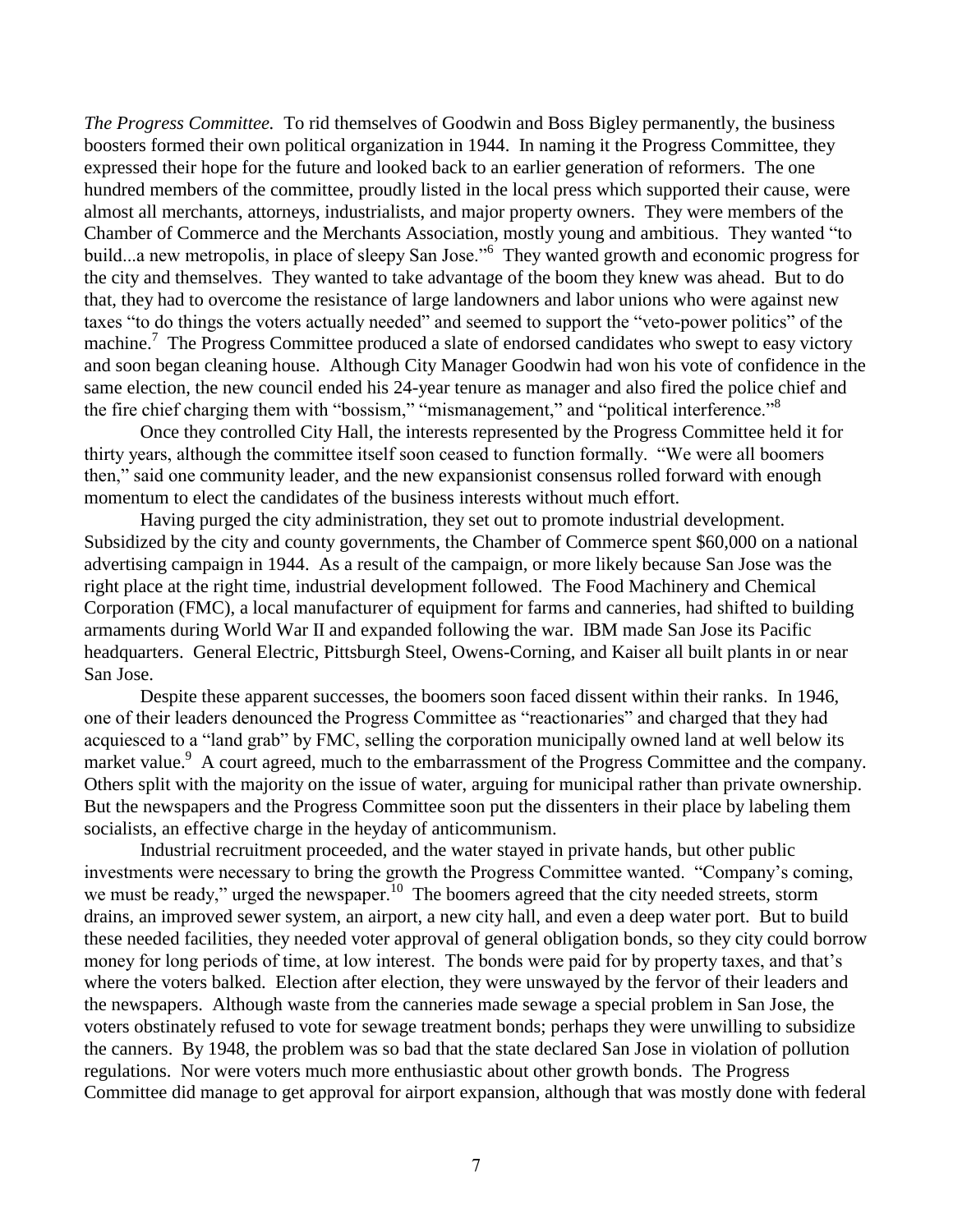*The Progress Committee.* To rid themselves of Goodwin and Boss Bigley permanently, the business boosters formed their own political organization in 1944. In naming it the Progress Committee, they expressed their hope for the future and looked back to an earlier generation of reformers. The one hundred members of the committee, proudly listed in the local press which supported their cause, were almost all merchants, attorneys, industrialists, and major property owners. They were members of the Chamber of Commerce and the Merchants Association, mostly young and ambitious. They wanted "to build...a new metropolis, in place of sleepy San Jose."[6] They wanted growth and economic progress for the city and themselves. They wanted to take advantage of the boom they knew was ahead. But to do that, they had to overcome the resistance of large landowners and labor unions who were against new taxes "to do things the voters actually needed" and seemed to support the "veto-power politics" of the machine.[7] The Progress Committee produced a slate of endorsed candidates who swept to easy victory and soon began cleaning house. Although City Manager Goodwin had won his vote of confidence in the same election, the new council ended his 24-year tenure as manager and also fired the police chief and the fire chief charging them with "bossism," "mismanagement," and "political interference."[8]

Once they controlled City Hall, the interests represented by the Progress Committee held it for thirty years, although the committee itself soon ceased to function formally. "We were all boomers then," said one community leader, and the new expansionist consensus rolled forward with enough momentum to elect the candidates of the business interests without much effort.

Having purged the city administration, they set out to promote industrial development. Subsidized by the city and county governments, the Chamber of Commerce spent $60,000 on a national advertising campaign in 1944. As a result of the campaign, or more likely because San Jose was the right place at the right time, industrial development followed. The Food Machinery and Chemical Corporation (FMC), a local manufacturer of equipment for farms and canneries, had shifted to building armaments during World War II and expanded following the war. IBM made San Jose its Pacific headquarters. General Electric, Pittsburgh Steel, Owens-Corning, and Kaiser all built plants in or near San Jose.

Despite these apparent successes, the boomers soon faced dissent within their ranks. In 1946, one of their leaders denounced the Progress Committee as "reactionaries" and charged that they had acquiesced to a "land grab" by FMC, selling the corporation municipally owned land at well below its market value.[9] A court agreed, much to the embarrassment of the Progress Committee and the company. Others split with the majority on the issue of water, arguing for municipal rather than private ownership. But the newspapers and the Progress Committee soon put the dissenters in their place by labeling them socialists, an effective charge in the heyday of anticommunism.

Industrial recruitment proceeded, and the water stayed in private hands, but other public investments were necessary to bring the growth the Progress Committee wanted. "Company's coming, we must be ready," urged the newspaper.[10] The boomers agreed that the city needed streets, storm drains, an improved sewer system, an airport, a new city hall, and even a deep water port. But to build these needed facilities, they needed voter approval of general obligation bonds, so they city could borrow money for long periods of time, at low interest. The bonds were paid for by property taxes, and that's where the voters balked. Election after election, they were unswayed by the fervor of their leaders and the newspapers. Although waste from the canneries made sewage a special problem in San Jose, the voters obstinately refused to vote for sewage treatment bonds; perhaps they were unwilling to subsidize the canners. By 1948, the problem was so bad that the state declared San Jose in violation of pollution regulations. Nor were voters much more enthusiastic about other growth bonds. The Progress Committee did manage to get approval for airport expansion, although that was mostly done with federal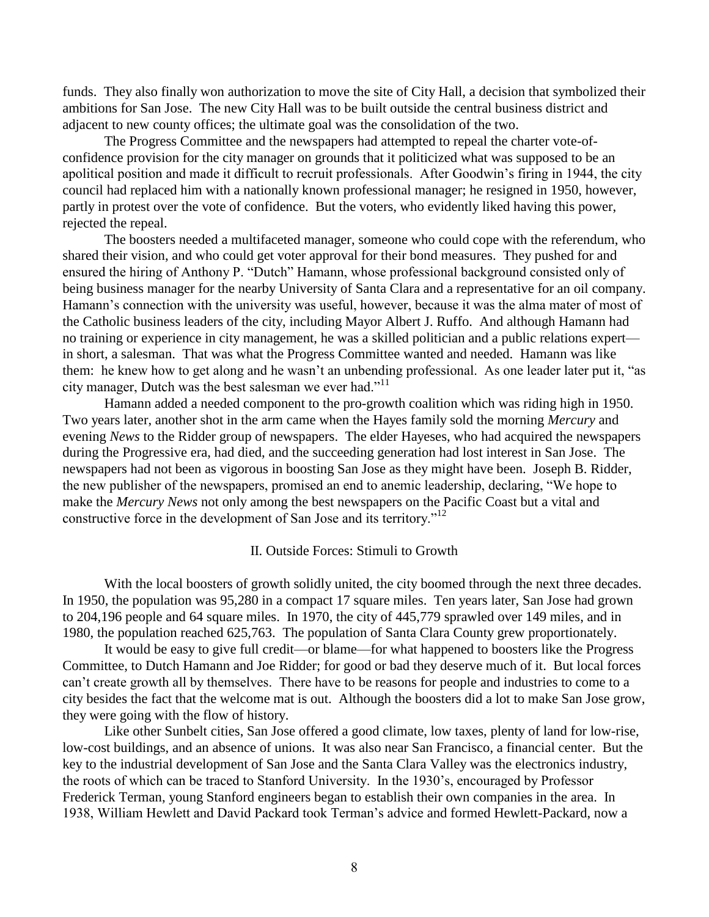funds. They also finally won authorization to move the site of City Hall, a decision that symbolized their ambitions for San Jose. The new City Hall was to be built outside the central business district and adjacent to new county offices; the ultimate goal was the consolidation of the two.

The Progress Committee and the newspapers had attempted to repeal the charter vote-of-confidence provision for the city manager on grounds that it politicized what was supposed to be an apolitical position and made it difficult to recruit professionals. After Goodwin's firing in 1944, the city council had replaced him with a nationally known professional manager; he resigned in 1950, however, partly in protest over the vote of confidence. But the voters, who evidently liked having this power, rejected the repeal.

The boosters needed a multifaceted manager, someone who could cope with the referendum, who shared their vision, and who could get voter approval for their bond measures. They pushed for and ensured the hiring of Anthony P. "Dutch" Hamann, whose professional background consisted only of being business manager for the nearby University of Santa Clara and a representative for an oil company. Hamann's connection with the university was useful, however, because it was the alma mater of most of the Catholic business leaders of the city, including Mayor Albert J. Ruffo. And although Hamann had no training or experience in city management, he was a skilled politician and a public relations expert—in short, a salesman. That was what the Progress Committee wanted and needed. Hamann was like them: he knew how to get along and he wasn't an unbending professional. As one leader later put it, "as city manager, Dutch was the best salesman we ever had."[11]

Hamann added a needed component to the pro-growth coalition which was riding high in 1950. Two years later, another shot in the arm came when the Hayes family sold the morning *Mercury* and evening *News* to the Ridder group of newspapers. The elder Hayeses, who had acquired the newspapers during the Progressive era, had died, and the succeeding generation had lost interest in San Jose. The newspapers had not been as vigorous in boosting San Jose as they might have been. Joseph B. Ridder, the new publisher of the newspapers, promised an end to anemic leadership, declaring, "We hope to make the *Mercury News* not only among the best newspapers on the Pacific Coast but a vital and constructive force in the development of San Jose and its territory."[12]

## II. Outside Forces: Stimuli to Growth

With the local boosters of growth solidly united, the city boomed through the next three decades. In 1950, the population was 95,280 in a compact 17 square miles. Ten years later, San Jose had grown to 204,196 people and 64 square miles. In 1970, the city of 445,779 sprawled over 149 miles, and in 1980, the population reached 625,763. The population of Santa Clara County grew proportionately.

It would be easy to give full credit—or blame—for what happened to boosters like the Progress Committee, to Dutch Hamann and Joe Ridder; for good or bad they deserve much of it. But local forces can't create growth all by themselves. There have to be reasons for people and industries to come to a city besides the fact that the welcome mat is out. Although the boosters did a lot to make San Jose grow, they were going with the flow of history.

Like other Sunbelt cities, San Jose offered a good climate, low taxes, plenty of land for low-rise, low-cost buildings, and an absence of unions. It was also near San Francisco, a financial center. But the key to the industrial development of San Jose and the Santa Clara Valley was the electronics industry, the roots of which can be traced to Stanford University. In the 1930's, encouraged by Professor Frederick Terman, young Stanford engineers began to establish their own companies in the area. In 1938, William Hewlett and David Packard took Terman's advice and formed Hewlett-Packard, now a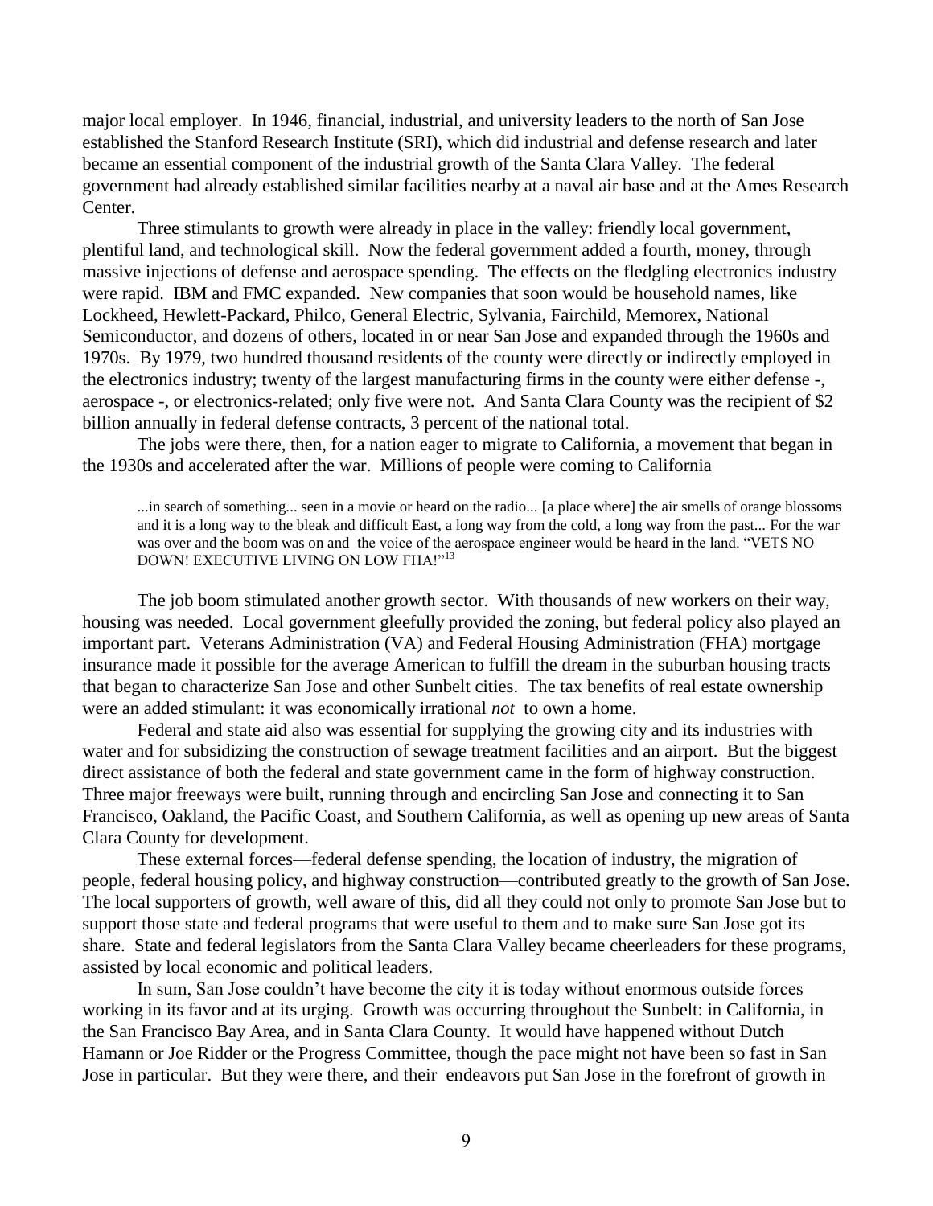major local employer. In 1946, financial, industrial, and university leaders to the north of San Jose established the Stanford Research Institute (SRI), which did industrial and defense research and later became an essential component of the industrial growth of the Santa Clara Valley. The federal government had already established similar facilities nearby at a naval air base and at the Ames Research Center.

Three stimulants to growth were already in place in the valley: friendly local government, plentiful land, and technological skill. Now the federal government added a fourth, money, through massive injections of defense and aerospace spending. The effects on the fledgling electronics industry were rapid. IBM and FMC expanded. New companies that soon would be household names, like Lockheed, Hewlett-Packard, Philco, General Electric, Sylvania, Fairchild, Memorex, National Semiconductor, and dozens of others, located in or near San Jose and expanded through the 1960s and 1970s. By 1979, two hundred thousand residents of the county were directly or indirectly employed in the electronics industry; twenty of the largest manufacturing firms in the county were either defense -, aerospace -, or electronics-related; only five were not. And Santa Clara County was the recipient of $2 billion annually in federal defense contracts, 3 percent of the national total.

The jobs were there, then, for a nation eager to migrate to California, a movement that began in the 1930s and accelerated after the war. Millions of people were coming to California

> ...in search of something... seen in a movie or heard on the radio... [a place where] the air smells of orange blossoms and it is a long way to the bleak and difficult East, a long way from the cold, a long way from the past... For the war was over and the boom was on and the voice of the aerospace engineer would be heard in the land. "VETS NO DOWN! EXECUTIVE LIVING ON LOW FHA!"[13]

The job boom stimulated another growth sector. With thousands of new workers on their way, housing was needed. Local government gleefully provided the zoning, but federal policy also played an important part. Veterans Administration (VA) and Federal Housing Administration (FHA) mortgage insurance made it possible for the average American to fulfill the dream in the suburban housing tracts that began to characterize San Jose and other Sunbelt cities. The tax benefits of real estate ownership were an added stimulant: it was economically irrational *not* to own a home.

Federal and state aid also was essential for supplying the growing city and its industries with water and for subsidizing the construction of sewage treatment facilities and an airport. But the biggest direct assistance of both the federal and state government came in the form of highway construction. Three major freeways were built, running through and encircling San Jose and connecting it to San Francisco, Oakland, the Pacific Coast, and Southern California, as well as opening up new areas of Santa Clara County for development.

These external forces—federal defense spending, the location of industry, the migration of people, federal housing policy, and highway construction—contributed greatly to the growth of San Jose. The local supporters of growth, well aware of this, did all they could not only to promote San Jose but to support those state and federal programs that were useful to them and to make sure San Jose got its share. State and federal legislators from the Santa Clara Valley became cheerleaders for these programs, assisted by local economic and political leaders.

In sum, San Jose couldn't have become the city it is today without enormous outside forces working in its favor and at its urging. Growth was occurring throughout the Sunbelt: in California, in the San Francisco Bay Area, and in Santa Clara County. It would have happened without Dutch Hamann or Joe Ridder or the Progress Committee, though the pace might not have been so fast in San Jose in particular. But they were there, and their endeavors put San Jose in the forefront of growth in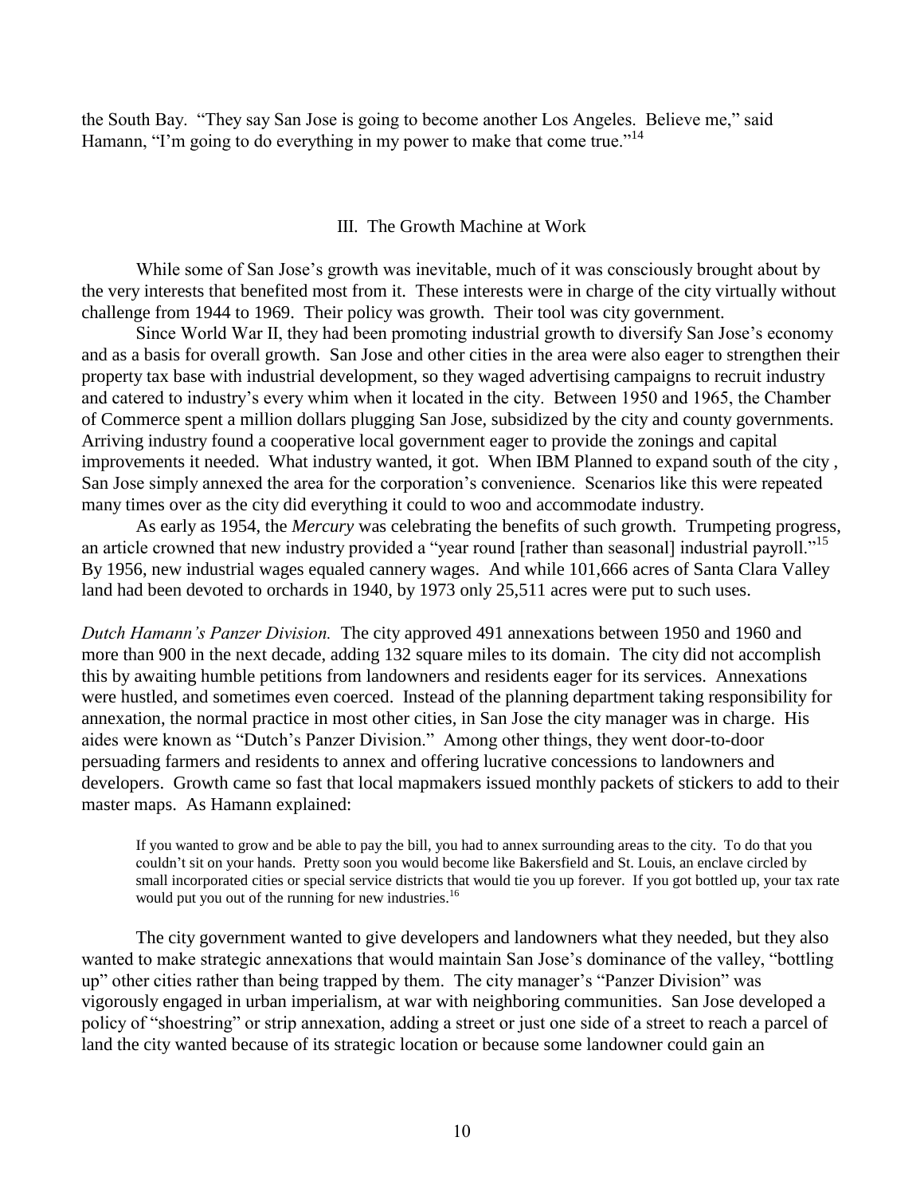the South Bay. "They say San Jose is going to become another Los Angeles. Believe me," said Hamann, "I'm going to do everything in my power to make that come true."[14]

## III. The Growth Machine at Work

While some of San Jose's growth was inevitable, much of it was consciously brought about by the very interests that benefited most from it. These interests were in charge of the city virtually without challenge from 1944 to 1969. Their policy was growth. Their tool was city government.

Since World War II, they had been promoting industrial growth to diversify San Jose's economy and as a basis for overall growth. San Jose and other cities in the area were also eager to strengthen their property tax base with industrial development, so they waged advertising campaigns to recruit industry and catered to industry's every whim when it located in the city. Between 1950 and 1965, the Chamber of Commerce spent a million dollars plugging San Jose, subsidized by the city and county governments. Arriving industry found a cooperative local government eager to provide the zonings and capital improvements it needed. What industry wanted, it got. When IBM Planned to expand south of the city , San Jose simply annexed the area for the corporation's convenience. Scenarios like this were repeated many times over as the city did everything it could to woo and accommodate industry.

As early as 1954, the *Mercury* was celebrating the benefits of such growth. Trumpeting progress, an article crowned that new industry provided a "year round [rather than seasonal] industrial payroll."[15] By 1956, new industrial wages equaled cannery wages. And while 101,666 acres of Santa Clara Valley land had been devoted to orchards in 1940, by 1973 only 25,511 acres were put to such uses.

*Dutch Hamann's Panzer Division.* The city approved 491 annexations between 1950 and 1960 and more than 900 in the next decade, adding 132 square miles to its domain. The city did not accomplish this by awaiting humble petitions from landowners and residents eager for its services. Annexations were hustled, and sometimes even coerced. Instead of the planning department taking responsibility for annexation, the normal practice in most other cities, in San Jose the city manager was in charge. His aides were known as "Dutch's Panzer Division." Among other things, they went door-to-door persuading farmers and residents to annex and offering lucrative concessions to landowners and developers. Growth came so fast that local mapmakers issued monthly packets of stickers to add to their master maps. As Hamann explained:

> If you wanted to grow and be able to pay the bill, you had to annex surrounding areas to the city. To do that you couldn't sit on your hands. Pretty soon you would become like Bakersfield and St. Louis, an enclave circled by small incorporated cities or special service districts that would tie you up forever. If you got bottled up, your tax rate would put you out of the running for new industries.[16]

The city government wanted to give developers and landowners what they needed, but they also wanted to make strategic annexations that would maintain San Jose's dominance of the valley, "bottling up" other cities rather than being trapped by them. The city manager's "Panzer Division" was vigorously engaged in urban imperialism, at war with neighboring communities. San Jose developed a policy of "shoestring" or strip annexation, adding a street or just one side of a street to reach a parcel of land the city wanted because of its strategic location or because some landowner could gain an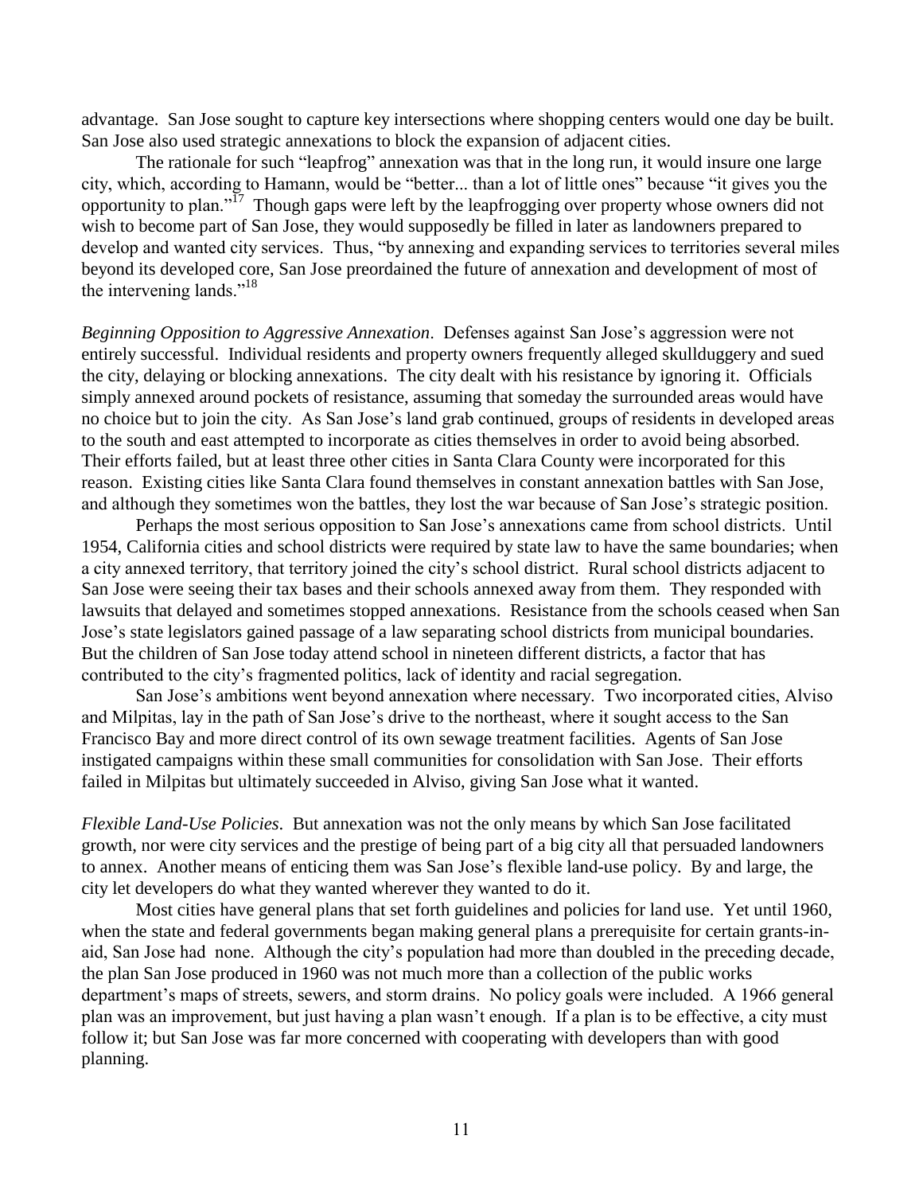advantage. San Jose sought to capture key intersections where shopping centers would one day be built. San Jose also used strategic annexations to block the expansion of adjacent cities.

The rationale for such "leapfrog" annexation was that in the long run, it would insure one large city, which, according to Hamann, would be "better... than a lot of little ones" because "it gives you the opportunity to plan."[17] Though gaps were left by the leapfrogging over property whose owners did not wish to become part of San Jose, they would supposedly be filled in later as landowners prepared to develop and wanted city services. Thus, "by annexing and expanding services to territories several miles beyond its developed core, San Jose preordained the future of annexation and development of most of the intervening lands."[18]

*Beginning Opposition to Aggressive Annexation*. Defenses against San Jose's aggression were not entirely successful. Individual residents and property owners frequently alleged skullduggery and sued the city, delaying or blocking annexations. The city dealt with his resistance by ignoring it. Officials simply annexed around pockets of resistance, assuming that someday the surrounded areas would have no choice but to join the city. As San Jose's land grab continued, groups of residents in developed areas to the south and east attempted to incorporate as cities themselves in order to avoid being absorbed. Their efforts failed, but at least three other cities in Santa Clara County were incorporated for this reason. Existing cities like Santa Clara found themselves in constant annexation battles with San Jose, and although they sometimes won the battles, they lost the war because of San Jose's strategic position.

Perhaps the most serious opposition to San Jose's annexations came from school districts. Until 1954, California cities and school districts were required by state law to have the same boundaries; when a city annexed territory, that territory joined the city's school district. Rural school districts adjacent to San Jose were seeing their tax bases and their schools annexed away from them. They responded with lawsuits that delayed and sometimes stopped annexations. Resistance from the schools ceased when San Jose's state legislators gained passage of a law separating school districts from municipal boundaries. But the children of San Jose today attend school in nineteen different districts, a factor that has contributed to the city's fragmented politics, lack of identity and racial segregation.

San Jose's ambitions went beyond annexation where necessary. Two incorporated cities, Alviso and Milpitas, lay in the path of San Jose's drive to the northeast, where it sought access to the San Francisco Bay and more direct control of its own sewage treatment facilities. Agents of San Jose instigated campaigns within these small communities for consolidation with San Jose. Their efforts failed in Milpitas but ultimately succeeded in Alviso, giving San Jose what it wanted.

*Flexible Land-Use Policies*. But annexation was not the only means by which San Jose facilitated growth, nor were city services and the prestige of being part of a big city all that persuaded landowners to annex. Another means of enticing them was San Jose's flexible land-use policy. By and large, the city let developers do what they wanted wherever they wanted to do it.

Most cities have general plans that set forth guidelines and policies for land use. Yet until 1960, when the state and federal governments began making general plans a prerequisite for certain grants-in-aid, San Jose had none. Although the city's population had more than doubled in the preceding decade, the plan San Jose produced in 1960 was not much more than a collection of the public works department's maps of streets, sewers, and storm drains. No policy goals were included. A 1966 general plan was an improvement, but just having a plan wasn't enough. If a plan is to be effective, a city must follow it; but San Jose was far more concerned with cooperating with developers than with good planning.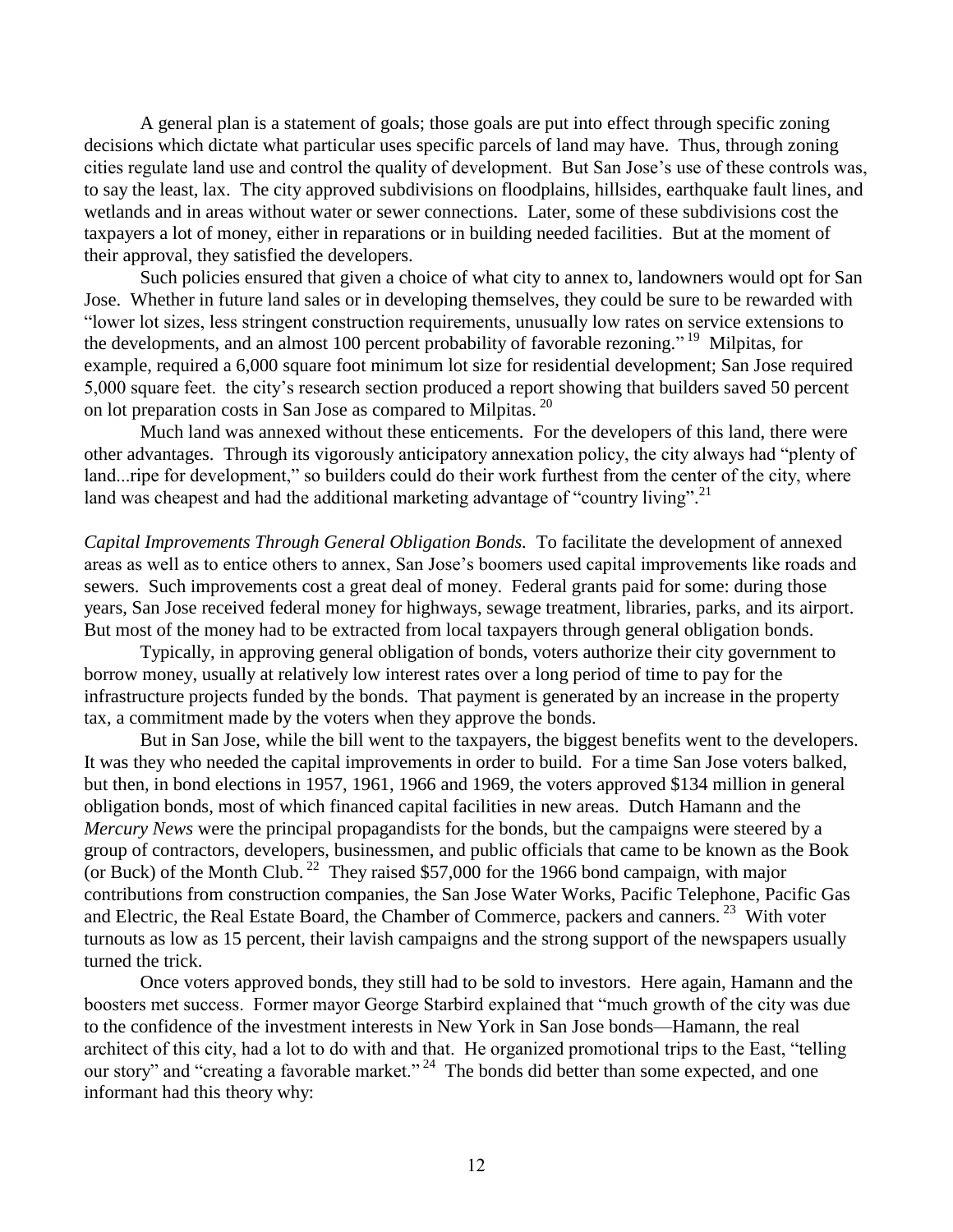A general plan is a statement of goals; those goals are put into effect through specific zoning decisions which dictate what particular uses specific parcels of land may have. Thus, through zoning cities regulate land use and control the quality of development. But San Jose's use of these controls was, to say the least, lax. The city approved subdivisions on floodplains, hillsides, earthquake fault lines, and wetlands and in areas without water or sewer connections. Later, some of these subdivisions cost the taxpayers a lot of money, either in reparations or in building needed facilities. But at the moment of their approval, they satisfied the developers.

Such policies ensured that given a choice of what city to annex to, landowners would opt for San Jose. Whether in future land sales or in developing themselves, they could be sure to be rewarded with "lower lot sizes, less stringent construction requirements, unusually low rates on service extensions to the developments, and an almost 100 percent probability of favorable rezoning." [19] Milpitas, for example, required a 6,000 square foot minimum lot size for residential development; San Jose required 5,000 square feet. the city's research section produced a report showing that builders saved 50 percent on lot preparation costs in San Jose as compared to Milpitas. [20]

Much land was annexed without these enticements. For the developers of this land, there were other advantages. Through its vigorously anticipatory annexation policy, the city always had "plenty of land...ripe for development," so builders could do their work furthest from the center of the city, where land was cheapest and had the additional marketing advantage of "country living".[21]

*Capital Improvements Through General Obligation Bonds.* To facilitate the development of annexed areas as well as to entice others to annex, San Jose's boomers used capital improvements like roads and sewers. Such improvements cost a great deal of money. Federal grants paid for some: during those years, San Jose received federal money for highways, sewage treatment, libraries, parks, and its airport. But most of the money had to be extracted from local taxpayers through general obligation bonds.

Typically, in approving general obligation of bonds, voters authorize their city government to borrow money, usually at relatively low interest rates over a long period of time to pay for the infrastructure projects funded by the bonds. That payment is generated by an increase in the property tax, a commitment made by the voters when they approve the bonds.

But in San Jose, while the bill went to the taxpayers, the biggest benefits went to the developers. It was they who needed the capital improvements in order to build. For a time San Jose voters balked, but then, in bond elections in 1957, 1961, 1966 and 1969, the voters approved $134 million in general obligation bonds, most of which financed capital facilities in new areas. Dutch Hamann and the *Mercury News* were the principal propagandists for the bonds, but the campaigns were steered by a group of contractors, developers, businessmen, and public officials that came to be known as the Book (or Buck) of the Month Club. [22] They raised $57,000 for the 1966 bond campaign, with major contributions from construction companies, the San Jose Water Works, Pacific Telephone, Pacific Gas and Electric, the Real Estate Board, the Chamber of Commerce, packers and canners. [23] With voter turnouts as low as 15 percent, their lavish campaigns and the strong support of the newspapers usually turned the trick.

Once voters approved bonds, they still had to be sold to investors. Here again, Hamann and the boosters met success. Former mayor George Starbird explained that "much growth of the city was due to the confidence of the investment interests in New York in San Jose bonds—Hamann, the real architect of this city, had a lot to do with and that. He organized promotional trips to the East, "telling our story" and "creating a favorable market." [24] The bonds did better than some expected, and one informant had this theory why: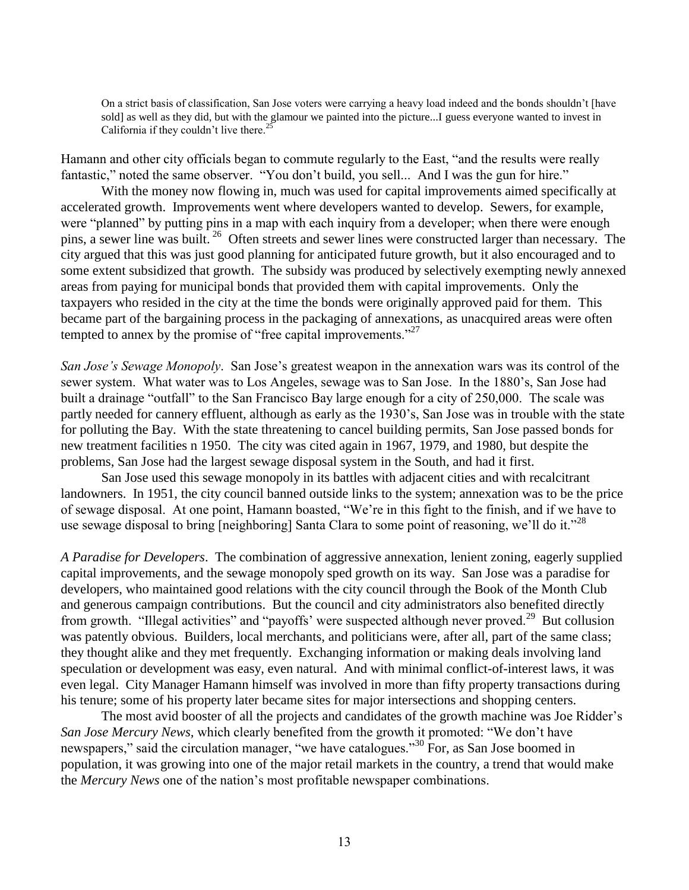> On a strict basis of classification, San Jose voters were carrying a heavy load indeed and the bonds shouldn't [have sold] as well as they did, but with the glamour we painted into the picture...I guess everyone wanted to invest in California if they couldn't live there.[25]

Hamann and other city officials began to commute regularly to the East, "and the results were really fantastic," noted the same observer. "You don't build, you sell... And I was the gun for hire."

With the money now flowing in, much was used for capital improvements aimed specifically at accelerated growth. Improvements went where developers wanted to develop. Sewers, for example, were "planned" by putting pins in a map with each inquiry from a developer; when there were enough pins, a sewer line was built.[26] Often streets and sewer lines were constructed larger than necessary. The city argued that this was just good planning for anticipated future growth, but it also encouraged and to some extent subsidized that growth. The subsidy was produced by selectively exempting newly annexed areas from paying for municipal bonds that provided them with capital improvements. Only the taxpayers who resided in the city at the time the bonds were originally approved paid for them. This became part of the bargaining process in the packaging of annexations, as unacquired areas were often tempted to annex by the promise of "free capital improvements."[27]

*San Jose's Sewage Monopoly*. San Jose's greatest weapon in the annexation wars was its control of the sewer system. What water was to Los Angeles, sewage was to San Jose. In the 1880's, San Jose had built a drainage "outfall" to the San Francisco Bay large enough for a city of 250,000. The scale was partly needed for cannery effluent, although as early as the 1930's, San Jose was in trouble with the state for polluting the Bay. With the state threatening to cancel building permits, San Jose passed bonds for new treatment facilities n 1950. The city was cited again in 1967, 1979, and 1980, but despite the problems, San Jose had the largest sewage disposal system in the South, and had it first.

San Jose used this sewage monopoly in its battles with adjacent cities and with recalcitrant landowners. In 1951, the city council banned outside links to the system; annexation was to be the price of sewage disposal. At one point, Hamann boasted, "We're in this fight to the finish, and if we have to use sewage disposal to bring [neighboring] Santa Clara to some point of reasoning, we'll do it."[28]

*A Paradise for Developers*. The combination of aggressive annexation, lenient zoning, eagerly supplied capital improvements, and the sewage monopoly sped growth on its way. San Jose was a paradise for developers, who maintained good relations with the city council through the Book of the Month Club and generous campaign contributions. But the council and city administrators also benefited directly from growth. "Illegal activities" and "payoffs' were suspected although never proved.[29] But collusion was patently obvious. Builders, local merchants, and politicians were, after all, part of the same class; they thought alike and they met frequently. Exchanging information or making deals involving land speculation or development was easy, even natural. And with minimal conflict-of-interest laws, it was even legal. City Manager Hamann himself was involved in more than fifty property transactions during his tenure; some of his property later became sites for major intersections and shopping centers.

The most avid booster of all the projects and candidates of the growth machine was Joe Ridder's *San Jose Mercury News,* which clearly benefited from the growth it promoted: "We don't have newspapers," said the circulation manager, "we have catalogues."[30] For, as San Jose boomed in population, it was growing into one of the major retail markets in the country, a trend that would make the *Mercury News* one of the nation's most profitable newspaper combinations.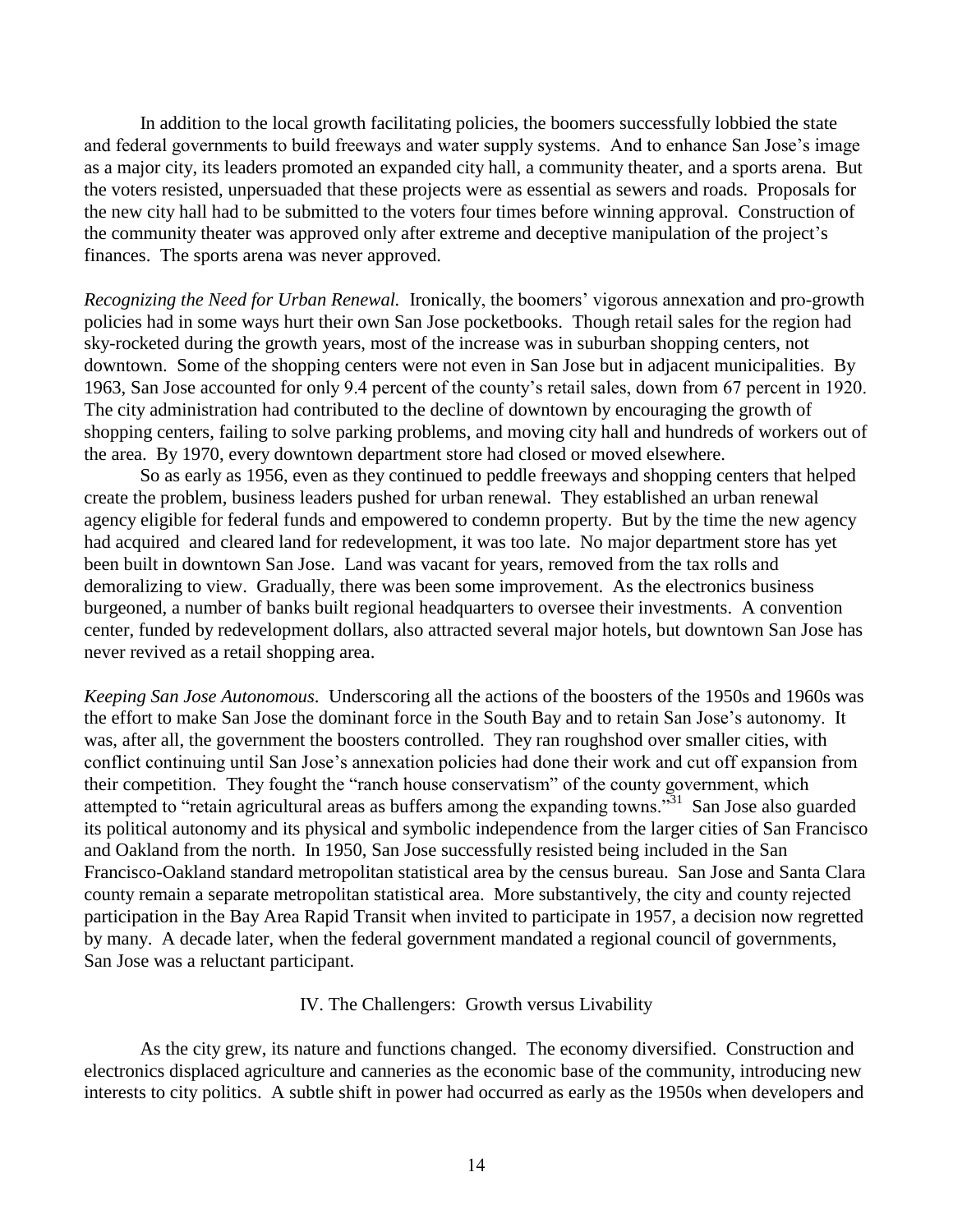In addition to the local growth facilitating policies, the boomers successfully lobbied the state and federal governments to build freeways and water supply systems. And to enhance San Jose's image as a major city, its leaders promoted an expanded city hall, a community theater, and a sports arena. But the voters resisted, unpersuaded that these projects were as essential as sewers and roads. Proposals for the new city hall had to be submitted to the voters four times before winning approval. Construction of the community theater was approved only after extreme and deceptive manipulation of the project's finances. The sports arena was never approved.

*Recognizing the Need for Urban Renewal.* Ironically, the boomers' vigorous annexation and pro-growth policies had in some ways hurt their own San Jose pocketbooks. Though retail sales for the region had sky-rocketed during the growth years, most of the increase was in suburban shopping centers, not downtown. Some of the shopping centers were not even in San Jose but in adjacent municipalities. By 1963, San Jose accounted for only 9.4 percent of the county's retail sales, down from 67 percent in 1920. The city administration had contributed to the decline of downtown by encouraging the growth of shopping centers, failing to solve parking problems, and moving city hall and hundreds of workers out of the area. By 1970, every downtown department store had closed or moved elsewhere.

So as early as 1956, even as they continued to peddle freeways and shopping centers that helped create the problem, business leaders pushed for urban renewal. They established an urban renewal agency eligible for federal funds and empowered to condemn property. But by the time the new agency had acquired and cleared land for redevelopment, it was too late. No major department store has yet been built in downtown San Jose. Land was vacant for years, removed from the tax rolls and demoralizing to view. Gradually, there was been some improvement. As the electronics business burgeoned, a number of banks built regional headquarters to oversee their investments. A convention center, funded by redevelopment dollars, also attracted several major hotels, but downtown San Jose has never revived as a retail shopping area.

*Keeping San Jose Autonomous*. Underscoring all the actions of the boosters of the 1950s and 1960s was the effort to make San Jose the dominant force in the South Bay and to retain San Jose's autonomy. It was, after all, the government the boosters controlled. They ran roughshod over smaller cities, with conflict continuing until San Jose's annexation policies had done their work and cut off expansion from their competition. They fought the "ranch house conservatism" of the county government, which attempted to "retain agricultural areas as buffers among the expanding towns."[31] San Jose also guarded its political autonomy and its physical and symbolic independence from the larger cities of San Francisco and Oakland from the north. In 1950, San Jose successfully resisted being included in the San Francisco-Oakland standard metropolitan statistical area by the census bureau. San Jose and Santa Clara county remain a separate metropolitan statistical area. More substantively, the city and county rejected participation in the Bay Area Rapid Transit when invited to participate in 1957, a decision now regretted by many. A decade later, when the federal government mandated a regional council of governments, San Jose was a reluctant participant.

## IV. The Challengers: Growth versus Livability

As the city grew, its nature and functions changed. The economy diversified. Construction and electronics displaced agriculture and canneries as the economic base of the community, introducing new interests to city politics. A subtle shift in power had occurred as early as the 1950s when developers and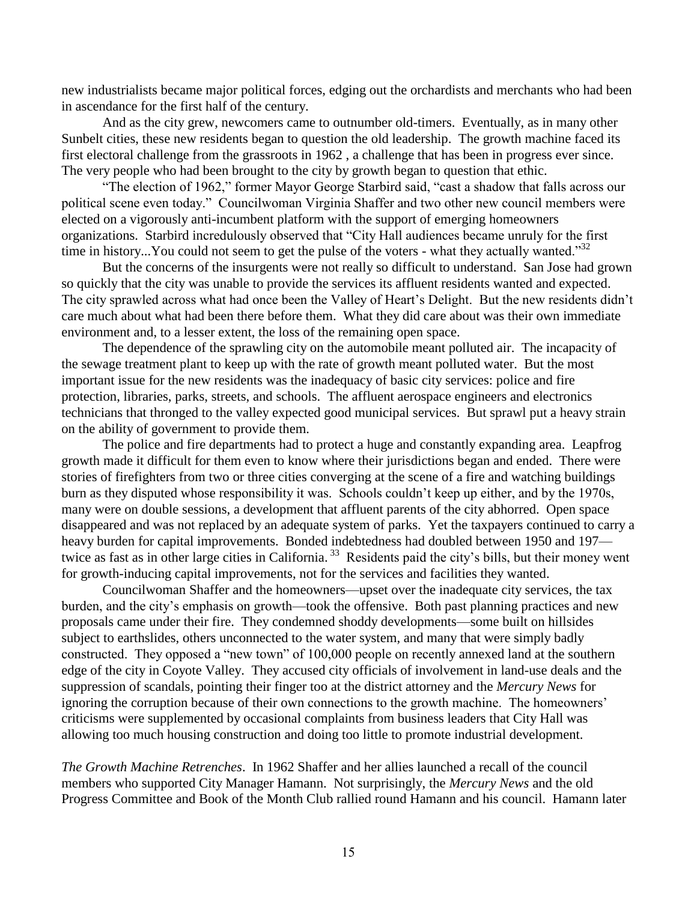new industrialists became major political forces, edging out the orchardists and merchants who had been in ascendance for the first half of the century.

And as the city grew, newcomers came to outnumber old-timers. Eventually, as in many other Sunbelt cities, these new residents began to question the old leadership. The growth machine faced its first electoral challenge from the grassroots in 1962 , a challenge that has been in progress ever since. The very people who had been brought to the city by growth began to question that ethic.

"The election of 1962," former Mayor George Starbird said, "cast a shadow that falls across our political scene even today." Councilwoman Virginia Shaffer and two other new council members were elected on a vigorously anti-incumbent platform with the support of emerging homeowners organizations. Starbird incredulously observed that "City Hall audiences became unruly for the first time in history...You could not seem to get the pulse of the voters - what they actually wanted."[32]

But the concerns of the insurgents were not really so difficult to understand. San Jose had grown so quickly that the city was unable to provide the services its affluent residents wanted and expected. The city sprawled across what had once been the Valley of Heart's Delight. But the new residents didn't care much about what had been there before them. What they did care about was their own immediate environment and, to a lesser extent, the loss of the remaining open space.

The dependence of the sprawling city on the automobile meant polluted air. The incapacity of the sewage treatment plant to keep up with the rate of growth meant polluted water. But the most important issue for the new residents was the inadequacy of basic city services: police and fire protection, libraries, parks, streets, and schools. The affluent aerospace engineers and electronics technicians that thronged to the valley expected good municipal services. But sprawl put a heavy strain on the ability of government to provide them.

The police and fire departments had to protect a huge and constantly expanding area. Leapfrog growth made it difficult for them even to know where their jurisdictions began and ended. There were stories of firefighters from two or three cities converging at the scene of a fire and watching buildings burn as they disputed whose responsibility it was. Schools couldn't keep up either, and by the 1970s, many were on double sessions, a development that affluent parents of the city abhorred. Open space disappeared and was not replaced by an adequate system of parks. Yet the taxpayers continued to carry a heavy burden for capital improvements. Bonded indebtedness had doubled between 1950 and 197—twice as fast as in other large cities in California. [33] Residents paid the city's bills, but their money went for growth-inducing capital improvements, not for the services and facilities they wanted.

Councilwoman Shaffer and the homeowners—upset over the inadequate city services, the tax burden, and the city's emphasis on growth—took the offensive. Both past planning practices and new proposals came under their fire. They condemned shoddy developments—some built on hillsides subject to earthslides, others unconnected to the water system, and many that were simply badly constructed. They opposed a "new town" of 100,000 people on recently annexed land at the southern edge of the city in Coyote Valley. They accused city officials of involvement in land-use deals and the suppression of scandals, pointing their finger too at the district attorney and the *Mercury News* for ignoring the corruption because of their own connections to the growth machine. The homeowners' criticisms were supplemented by occasional complaints from business leaders that City Hall was allowing too much housing construction and doing too little to promote industrial development.

*The Growth Machine Retrenches*. In 1962 Shaffer and her allies launched a recall of the council members who supported City Manager Hamann. Not surprisingly, the *Mercury News* and the old Progress Committee and Book of the Month Club rallied round Hamann and his council. Hamann later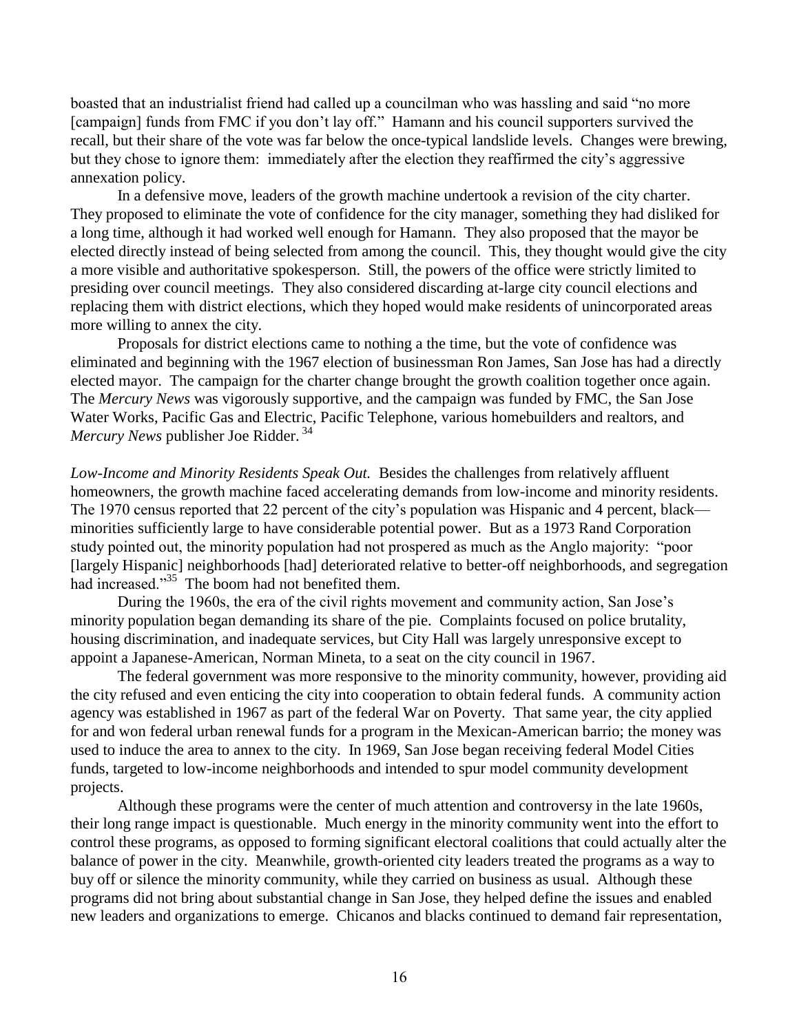boasted that an industrialist friend had called up a councilman who was hassling and said "no more [campaign] funds from FMC if you don't lay off." Hamann and his council supporters survived the recall, but their share of the vote was far below the once-typical landslide levels. Changes were brewing, but they chose to ignore them: immediately after the election they reaffirmed the city's aggressive annexation policy.

In a defensive move, leaders of the growth machine undertook a revision of the city charter. They proposed to eliminate the vote of confidence for the city manager, something they had disliked for a long time, although it had worked well enough for Hamann. They also proposed that the mayor be elected directly instead of being selected from among the council. This, they thought would give the city a more visible and authoritative spokesperson. Still, the powers of the office were strictly limited to presiding over council meetings. They also considered discarding at-large city council elections and replacing them with district elections, which they hoped would make residents of unincorporated areas more willing to annex the city.

Proposals for district elections came to nothing a the time, but the vote of confidence was eliminated and beginning with the 1967 election of businessman Ron James, San Jose has had a directly elected mayor. The campaign for the charter change brought the growth coalition together once again. The *Mercury News* was vigorously supportive, and the campaign was funded by FMC, the San Jose Water Works, Pacific Gas and Electric, Pacific Telephone, various homebuilders and realtors, and *Mercury News* publisher Joe Ridder.[34]

*Low-Income and Minority Residents Speak Out.* Besides the challenges from relatively affluent homeowners, the growth machine faced accelerating demands from low-income and minority residents. The 1970 census reported that 22 percent of the city's population was Hispanic and 4 percent, black—minorities sufficiently large to have considerable potential power. But as a 1973 Rand Corporation study pointed out, the minority population had not prospered as much as the Anglo majority: "poor [largely Hispanic] neighborhoods [had] deteriorated relative to better-off neighborhoods, and segregation had increased."[35] The boom had not benefited them.

During the 1960s, the era of the civil rights movement and community action, San Jose's minority population began demanding its share of the pie. Complaints focused on police brutality, housing discrimination, and inadequate services, but City Hall was largely unresponsive except to appoint a Japanese-American, Norman Mineta, to a seat on the city council in 1967.

The federal government was more responsive to the minority community, however, providing aid the city refused and even enticing the city into cooperation to obtain federal funds. A community action agency was established in 1967 as part of the federal War on Poverty. That same year, the city applied for and won federal urban renewal funds for a program in the Mexican-American barrio; the money was used to induce the area to annex to the city. In 1969, San Jose began receiving federal Model Cities funds, targeted to low-income neighborhoods and intended to spur model community development projects.

Although these programs were the center of much attention and controversy in the late 1960s, their long range impact is questionable. Much energy in the minority community went into the effort to control these programs, as opposed to forming significant electoral coalitions that could actually alter the balance of power in the city. Meanwhile, growth-oriented city leaders treated the programs as a way to buy off or silence the minority community, while they carried on business as usual. Although these programs did not bring about substantial change in San Jose, they helped define the issues and enabled new leaders and organizations to emerge. Chicanos and blacks continued to demand fair representation,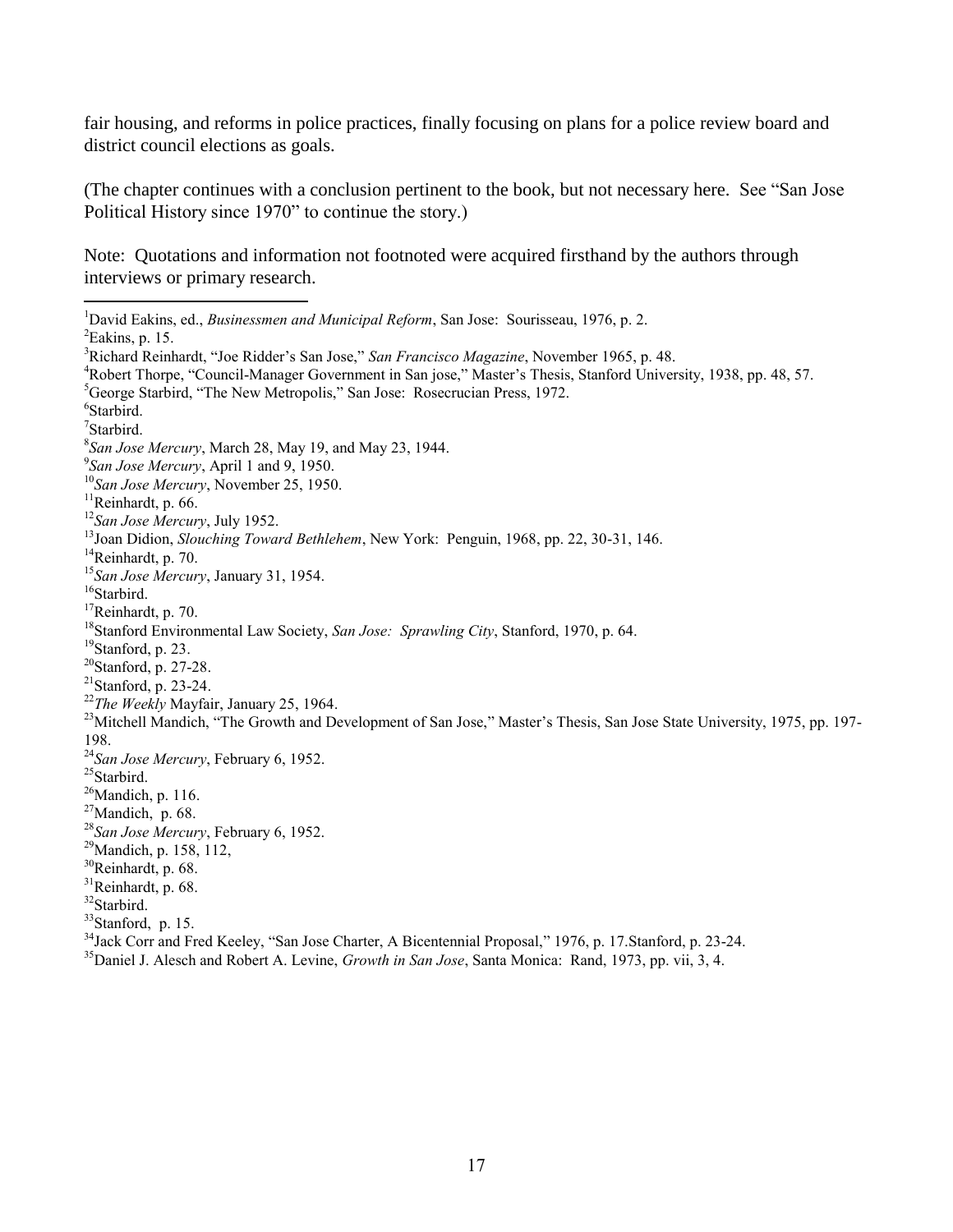fair housing, and reforms in police practices, finally focusing on plans for a police review board and district council elections as goals.

(The chapter continues with a conclusion pertinent to the book, but not necessary here. See "San Jose Political History since 1970" to continue the story.)

Note: Quotations and information not footnoted were acquired firsthand by the authors through interviews or primary research.

---

[1]David Eakins, ed., *Businessmen and Municipal Reform*, San Jose: Sourisseau, 1976, p. 2.
[2]Eakins, p. 15.
[3]Richard Reinhardt, "Joe Ridder's San Jose," *San Francisco Magazine*, November 1965, p. 48.
[4]Robert Thorpe, "Council-Manager Government in San jose," Master's Thesis, Stanford University, 1938, pp. 48, 57.
[5]George Starbird, "The New Metropolis," San Jose: Rosecrucian Press, 1972.
[6]Starbird.
[7]Starbird.
[8]*San Jose Mercury*, March 28, May 19, and May 23, 1944.
[9]*San Jose Mercury*, April 1 and 9, 1950.
[10]*San Jose Mercury*, November 25, 1950.
[11]Reinhardt, p. 66.
[12]*San Jose Mercury*, July 1952.
[13]Joan Didion, *Slouching Toward Bethlehem*, New York: Penguin, 1968, pp. 22, 30-31, 146.
[14]Reinhardt, p. 70.
[15]*San Jose Mercury*, January 31, 1954.
[16]Starbird.
[17]Reinhardt, p. 70.
[18]Stanford Environmental Law Society, *San Jose: Sprawling City*, Stanford, 1970, p. 64.
[19]Stanford, p. 23.
[20]Stanford, p. 27-28.
[21]Stanford, p. 23-24.
[22]*The Weekly* Mayfair, January 25, 1964.
[23]Mitchell Mandich, "The Growth and Development of San Jose," Master's Thesis, San Jose State University, 1975, pp. 197-198.
[24]*San Jose Mercury*, February 6, 1952.
[25]Starbird.
[26]Mandich, p. 116.
[27]Mandich, p. 68.
[28]*San Jose Mercury*, February 6, 1952.
[29]Mandich, p. 158, 112,
[30]Reinhardt, p. 68.
[31]Reinhardt, p. 68.
[32]Starbird.
[33]Stanford, p. 15.
[34]Jack Corr and Fred Keeley, "San Jose Charter, A Bicentennial Proposal," 1976, p. 17.Stanford, p. 23-24.
[35]Daniel J. Alesch and Robert A. Levine, *Growth in San Jose*, Santa Monica: Rand, 1973, pp. vii, 3, 4.